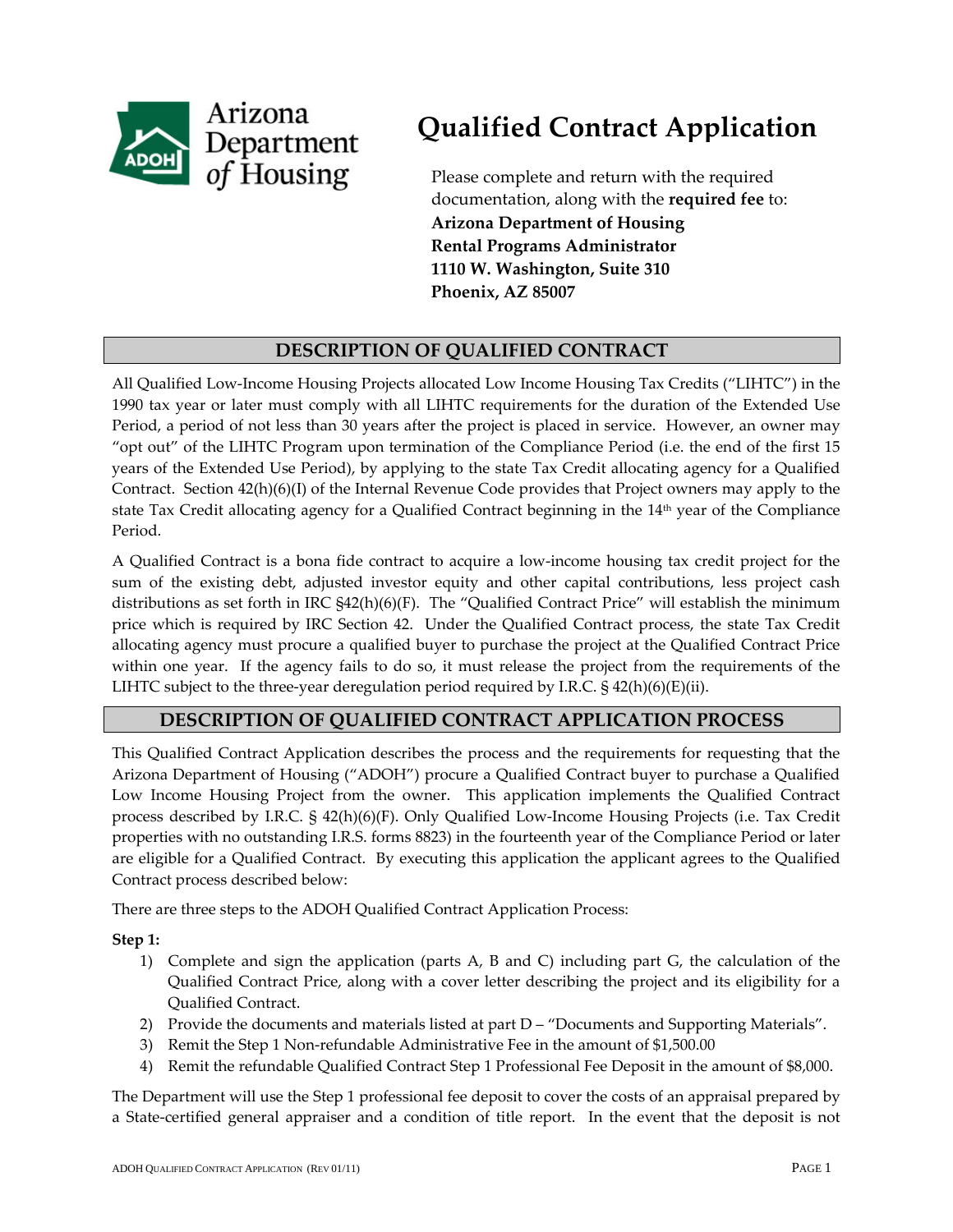Arizona Department of Housing

# Qualified Contract Application

Please complete and return with the required documentation, along with the **required fee** to:
**Arizona Department of Housing**
**Rental Programs Administrator**
**1110 W. Washington, Suite 310**
**Phoenix, AZ 85007**

## DESCRIPTION OF QUALIFIED CONTRACT

All Qualified Low-Income Housing Projects allocated Low Income Housing Tax Credits ("LIHTC") in the 1990 tax year or later must comply with all LIHTC requirements for the duration of the Extended Use Period, a period of not less than 30 years after the project is placed in service. However, an owner may "opt out" of the LIHTC Program upon termination of the Compliance Period (i.e. the end of the first 15 years of the Extended Use Period), by applying to the state Tax Credit allocating agency for a Qualified Contract. Section 42(h)(6)(I) of the Internal Revenue Code provides that Project owners may apply to the state Tax Credit allocating agency for a Qualified Contract beginning in the 14th year of the Compliance Period.

A Qualified Contract is a bona fide contract to acquire a low-income housing tax credit project for the sum of the existing debt, adjusted investor equity and other capital contributions, less project cash distributions as set forth in IRC §42(h)(6)(F). The "Qualified Contract Price" will establish the minimum price which is required by IRC Section 42. Under the Qualified Contract process, the state Tax Credit allocating agency must procure a qualified buyer to purchase the project at the Qualified Contract Price within one year. If the agency fails to do so, it must release the project from the requirements of the LIHTC subject to the three-year deregulation period required by I.R.C. § 42(h)(6)(E)(ii).

## DESCRIPTION OF QUALIFIED CONTRACT APPLICATION PROCESS

This Qualified Contract Application describes the process and the requirements for requesting that the Arizona Department of Housing ("ADOH") procure a Qualified Contract buyer to purchase a Qualified Low Income Housing Project from the owner. This application implements the Qualified Contract process described by I.R.C. § 42(h)(6)(F). Only Qualified Low-Income Housing Projects (i.e. Tax Credit properties with no outstanding I.R.S. forms 8823) in the fourteenth year of the Compliance Period or later are eligible for a Qualified Contract. By executing this application the applicant agrees to the Qualified Contract process described below:

There are three steps to the ADOH Qualified Contract Application Process:

**Step 1:**

1) Complete and sign the application (parts A, B and C) including part G, the calculation of the Qualified Contract Price, along with a cover letter describing the project and its eligibility for a Qualified Contract.
2) Provide the documents and materials listed at part D – "Documents and Supporting Materials".
3) Remit the Step 1 Non-refundable Administrative Fee in the amount of $1,500.00
4) Remit the refundable Qualified Contract Step 1 Professional Fee Deposit in the amount of $8,000.

The Department will use the Step 1 professional fee deposit to cover the costs of an appraisal prepared by a State-certified general appraiser and a condition of title report. In the event that the deposit is not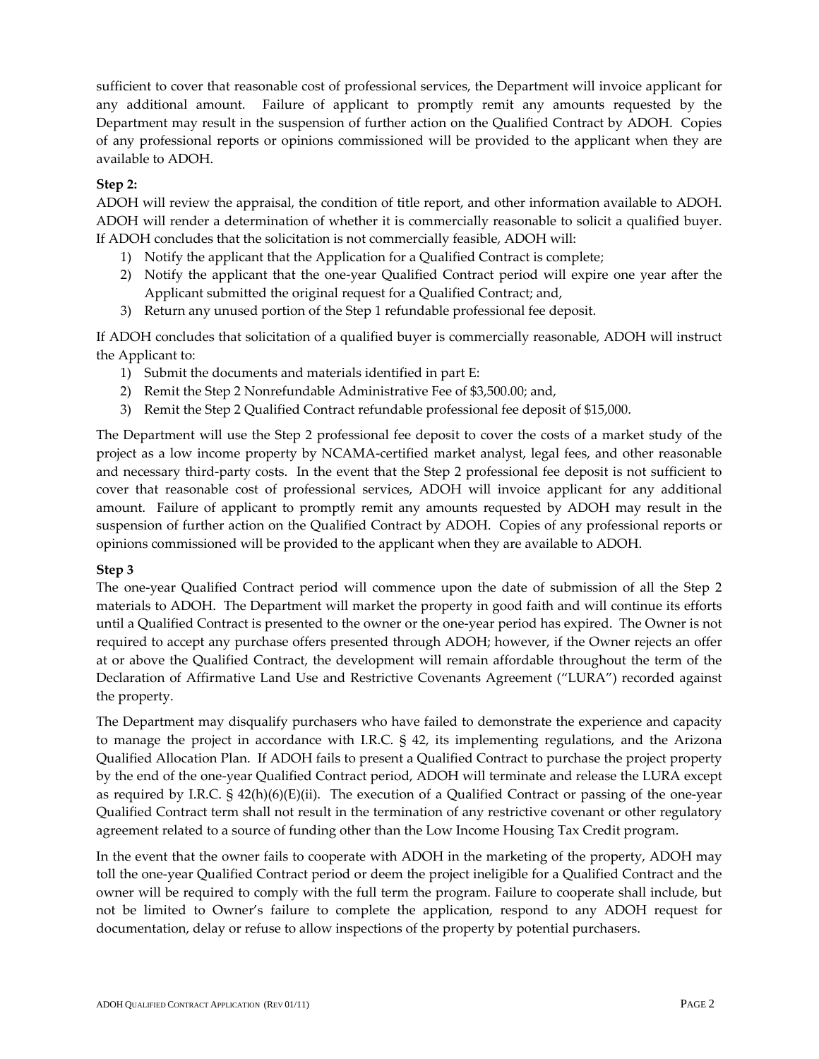sufficient to cover that reasonable cost of professional services, the Department will invoice applicant for any additional amount. Failure of applicant to promptly remit any amounts requested by the Department may result in the suspension of further action on the Qualified Contract by ADOH. Copies of any professional reports or opinions commissioned will be provided to the applicant when they are available to ADOH.

**Step 2:**

ADOH will review the appraisal, the condition of title report, and other information available to ADOH. ADOH will render a determination of whether it is commercially reasonable to solicit a qualified buyer. If ADOH concludes that the solicitation is not commercially feasible, ADOH will:

1) Notify the applicant that the Application for a Qualified Contract is complete;
2) Notify the applicant that the one-year Qualified Contract period will expire one year after the Applicant submitted the original request for a Qualified Contract; and,
3) Return any unused portion of the Step 1 refundable professional fee deposit.

If ADOH concludes that solicitation of a qualified buyer is commercially reasonable, ADOH will instruct the Applicant to:

1) Submit the documents and materials identified in part E:
2) Remit the Step 2 Nonrefundable Administrative Fee of $3,500.00; and,
3) Remit the Step 2 Qualified Contract refundable professional fee deposit of $15,000.

The Department will use the Step 2 professional fee deposit to cover the costs of a market study of the project as a low income property by NCAMA-certified market analyst, legal fees, and other reasonable and necessary third-party costs. In the event that the Step 2 professional fee deposit is not sufficient to cover that reasonable cost of professional services, ADOH will invoice applicant for any additional amount. Failure of applicant to promptly remit any amounts requested by ADOH may result in the suspension of further action on the Qualified Contract by ADOH. Copies of any professional reports or opinions commissioned will be provided to the applicant when they are available to ADOH.

**Step 3**

The one-year Qualified Contract period will commence upon the date of submission of all the Step 2 materials to ADOH. The Department will market the property in good faith and will continue its efforts until a Qualified Contract is presented to the owner or the one-year period has expired. The Owner is not required to accept any purchase offers presented through ADOH; however, if the Owner rejects an offer at or above the Qualified Contract, the development will remain affordable throughout the term of the Declaration of Affirmative Land Use and Restrictive Covenants Agreement ("LURA") recorded against the property.

The Department may disqualify purchasers who have failed to demonstrate the experience and capacity to manage the project in accordance with I.R.C. § 42, its implementing regulations, and the Arizona Qualified Allocation Plan. If ADOH fails to present a Qualified Contract to purchase the project property by the end of the one-year Qualified Contract period, ADOH will terminate and release the LURA except as required by I.R.C. § 42(h)(6)(E)(ii). The execution of a Qualified Contract or passing of the one-year Qualified Contract term shall not result in the termination of any restrictive covenant or other regulatory agreement related to a source of funding other than the Low Income Housing Tax Credit program.

In the event that the owner fails to cooperate with ADOH in the marketing of the property, ADOH may toll the one-year Qualified Contract period or deem the project ineligible for a Qualified Contract and the owner will be required to comply with the full term the program. Failure to cooperate shall include, but not be limited to Owner's failure to complete the application, respond to any ADOH request for documentation, delay or refuse to allow inspections of the property by potential purchasers.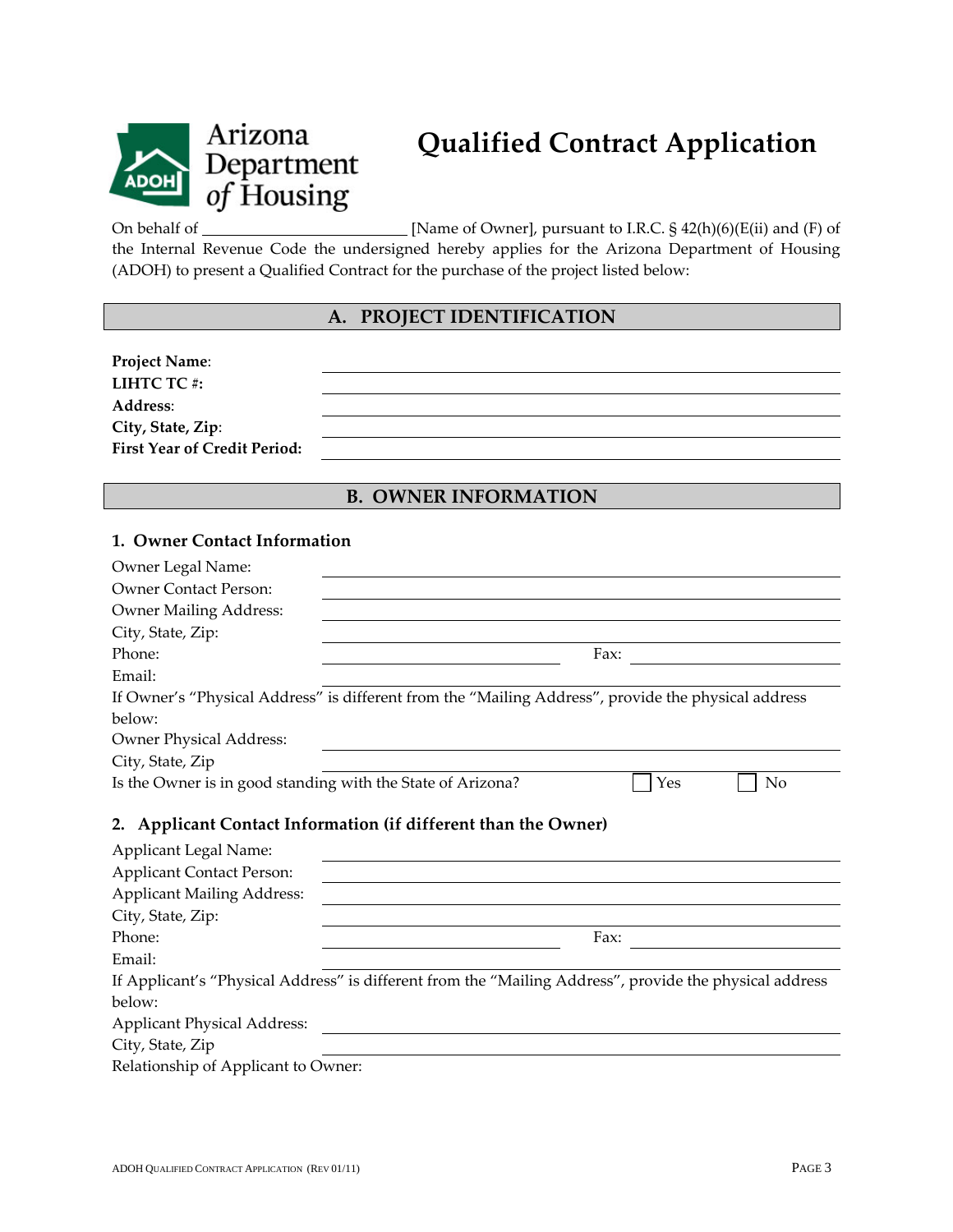Arizona Department of Housing

# Qualified Contract Application

On behalf of ________________________ [Name of Owner], pursuant to I.R.C. § 42(h)(6)(E(ii) and (F) of the Internal Revenue Code the undersigned hereby applies for the Arizona Department of Housing (ADOH) to present a Qualified Contract for the purchase of the project listed below:

## A. PROJECT IDENTIFICATION

**Project Name**: ________________________
**LIHTC TC #:** ________________________
**Address**: ________________________
**City, State, Zip**: ________________________
**First Year of Credit Period:** ________________________

## B. OWNER INFORMATION

### 1. Owner Contact Information

Owner Legal Name: ________________________
Owner Contact Person: ________________________
Owner Mailing Address: ________________________
City, State, Zip: ________________________
Phone: ________________________ Fax: ________________________
Email: ________________________

If Owner's "Physical Address" is different from the "Mailing Address", provide the physical address below:

Owner Physical Address: ________________________
City, State, Zip ________________________

Is the Owner is in good standing with the State of Arizona? ☐ Yes ☐ No

### 2. Applicant Contact Information (if different than the Owner)

Applicant Legal Name: ________________________
Applicant Contact Person: ________________________
Applicant Mailing Address: ________________________
City, State, Zip: ________________________
Phone: ________________________ Fax: ________________________
Email: ________________________

If Applicant's "Physical Address" is different from the "Mailing Address", provide the physical address below:

Applicant Physical Address: ________________________
City, State, Zip ________________________
Relationship of Applicant to Owner: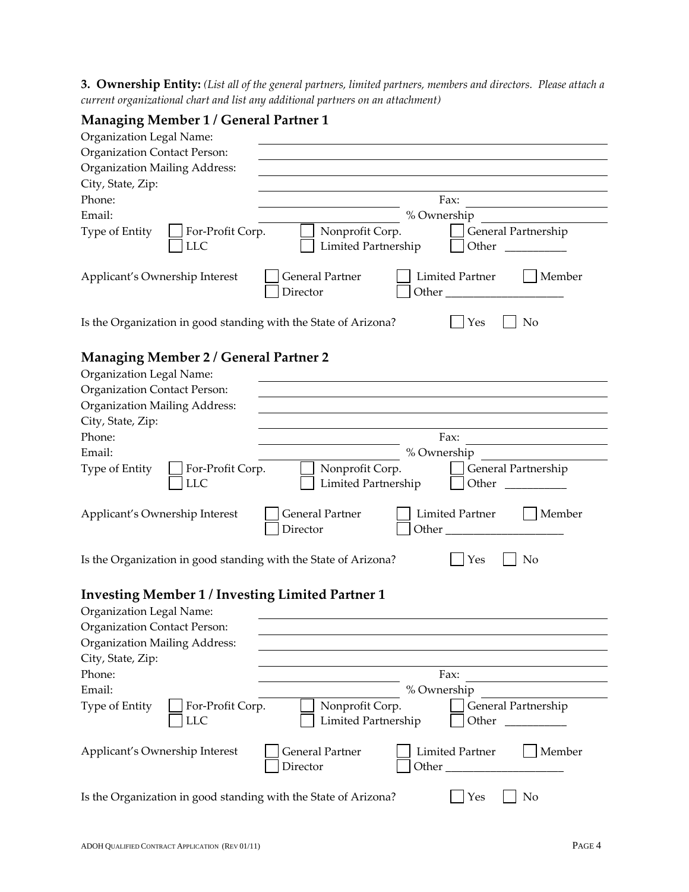**3. Ownership Entity:** *(List all of the general partners, limited partners, members and directors. Please attach a current organizational chart and list any additional partners on an attachment)*

### Managing Member 1 / General Partner 1

Organization Legal Name: ______________________________

Organization Contact Person: ______________________________

Organization Mailing Address: ______________________________

City, State, Zip: ______________________________

Phone: ______________________________ Fax: ______________________________

Email: ______________________________ % Ownership ______________________________

Type of Entity ☐ For-Profit Corp. ☐ Nonprofit Corp. ☐ General Partnership ☐ LLC ☐ Limited Partnership ☐ Other ___________

Applicant's Ownership Interest ☐ General Partner ☐ Limited Partner ☐ Member ☐ Director ☐ Other ____________________

Is the Organization in good standing with the State of Arizona? ☐ Yes ☐ No

### Managing Member 2 / General Partner 2

Organization Legal Name: ______________________________

Organization Contact Person: ______________________________

Organization Mailing Address: ______________________________

City, State, Zip: ______________________________

Phone: ______________________________ Fax: ______________________________

Email: ______________________________ % Ownership ______________________________

Type of Entity ☐ For-Profit Corp. ☐ Nonprofit Corp. ☐ General Partnership ☐ LLC ☐ Limited Partnership ☐ Other ___________

Applicant's Ownership Interest ☐ General Partner ☐ Limited Partner ☐ Member ☐ Director ☐ Other ____________________

Is the Organization in good standing with the State of Arizona? ☐ Yes ☐ No

### Investing Member 1 / Investing Limited Partner 1

Organization Legal Name: ______________________________

Organization Contact Person: ______________________________

Organization Mailing Address: ______________________________

City, State, Zip: ______________________________

Phone: ______________________________ Fax: ______________________________

Email: ______________________________ % Ownership ______________________________

Type of Entity ☐ For-Profit Corp. ☐ Nonprofit Corp. ☐ General Partnership ☐ LLC ☐ Limited Partnership ☐ Other ___________

Applicant's Ownership Interest ☐ General Partner ☐ Limited Partner ☐ Member ☐ Director ☐ Other ____________________

Is the Organization in good standing with the State of Arizona? ☐ Yes ☐ No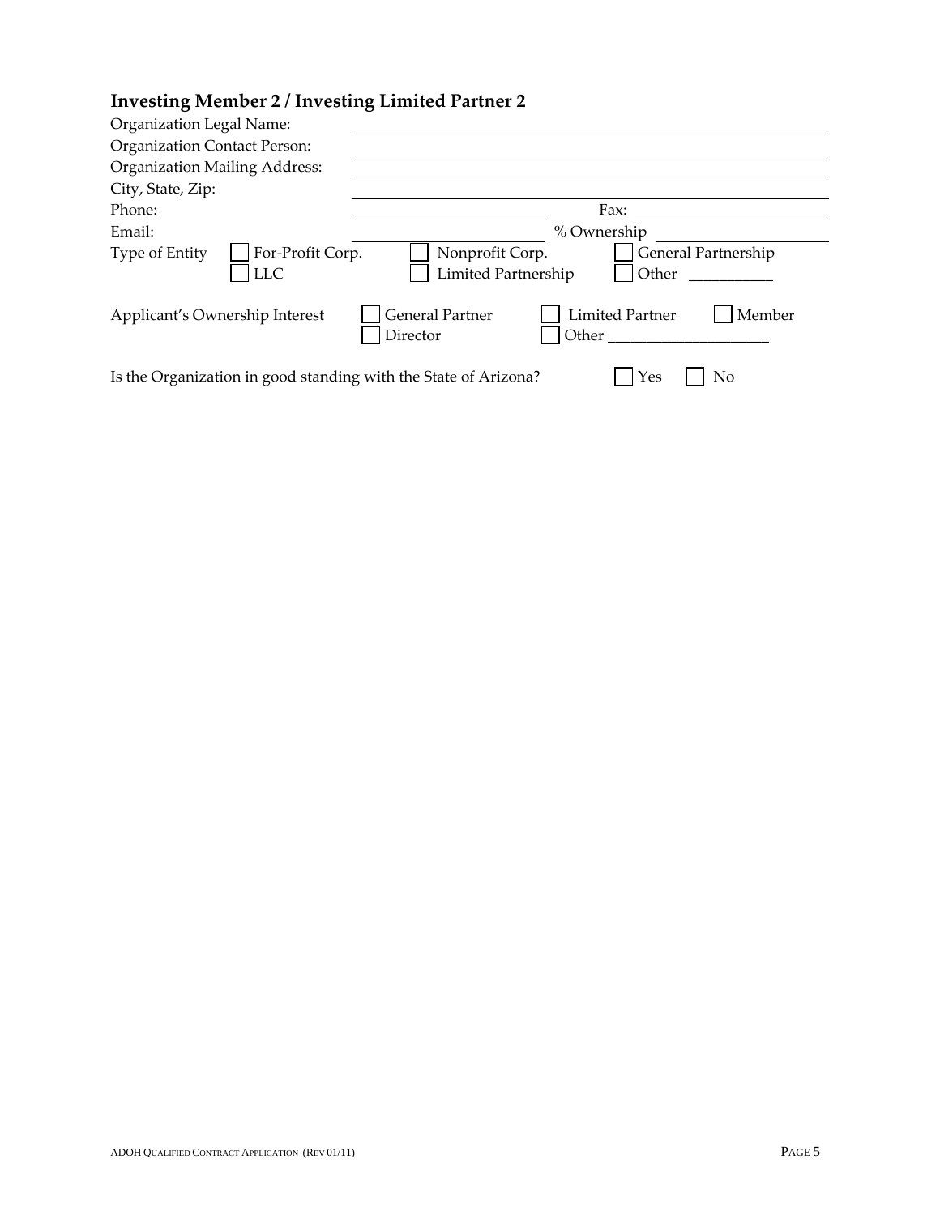## Investing Member 2 / Investing Limited Partner 2

Organization Legal Name: ______________________________

Organization Contact Person: ______________________________

Organization Mailing Address: ______________________________

City, State, Zip: ______________________________

Phone: ______________ Fax: ______________

Email: ______________ % Ownership ______________

Type of Entity ☐ For-Profit Corp. ☐ Nonprofit Corp. ☐ General Partnership ☐ LLC ☐ Limited Partnership ☐ Other __________

Applicant's Ownership Interest ☐ General Partner ☐ Limited Partner ☐ Member ☐ Director ☐ Other ____________________

Is the Organization in good standing with the State of Arizona? ☐ Yes ☐ No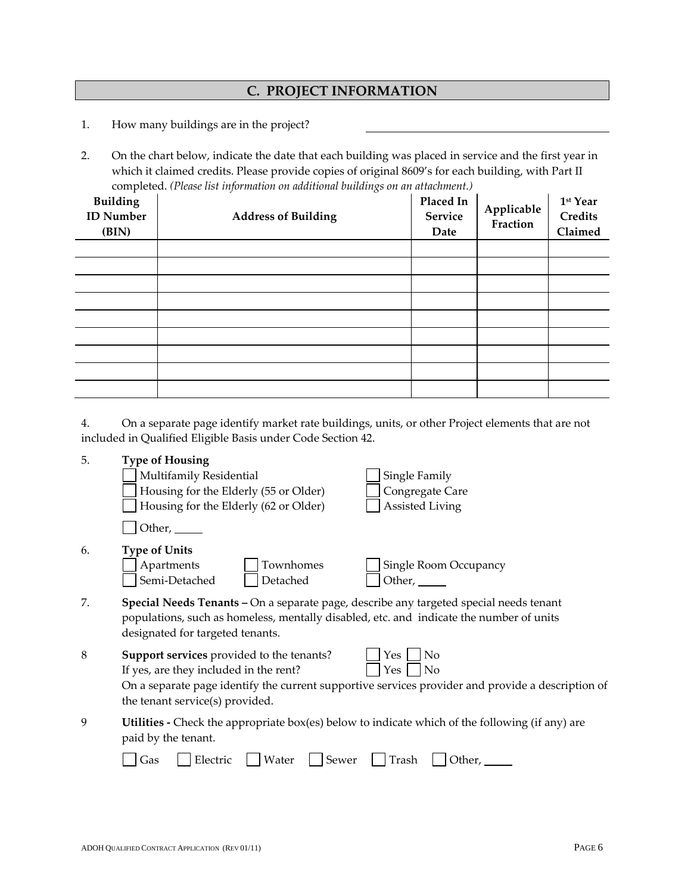## C. PROJECT INFORMATION

1. How many buildings are in the project? \_\_\_\_\_\_\_\_\_\_\_\_\_\_\_\_\_\_\_\_

2. On the chart below, indicate the date that each building was placed in service and the first year in which it claimed credits. Please provide copies of original 8609's for each building, with Part II completed. *(Please list information on additional buildings on an attachment.)*

| Building ID Number (BIN) | Address of Building | Placed In Service Date | Applicable Fraction | 1st Year Credits Claimed |
|---|---|---|---|---|
| | | | | |
| | | | | |
| | | | | |
| | | | | |
| | | | | |
| | | | | |
| | | | | |
| | | | | |
| | | | | |

4. On a separate page identify market rate buildings, units, or other Project elements that are not included in Qualified Eligible Basis under Code Section 42.

5. **Type of Housing**
   - ☐ Multifamily Residential
   - ☐ Housing for the Elderly (55 or Older)
   - ☐ Housing for the Elderly (62 or Older)
   - ☐ Single Family
   - ☐ Congregate Care
   - ☐ Assisted Living
   - ☐ Other, \_\_\_\_\_

6. **Type of Units**
   - ☐ Apartments
   - ☐ Semi-Detached
   - ☐ Townhomes
   - ☐ Detached
   - ☐ Single Room Occupancy
   - ☐ Other, \_\_\_\_\_

7. **Special Needs Tenants –** On a separate page, describe any targeted special needs tenant populations, such as homeless, mentally disabled, etc. and indicate the number of units designated for targeted tenants.

8. **Support services** provided to the tenants? ☐ Yes ☐ No
   If yes, are they included in the rent? ☐ Yes ☐ No
   On a separate page identify the current supportive services provider and provide a description of the tenant service(s) provided.

9. **Utilities -** Check the appropriate box(es) below to indicate which of the following (if any) are paid by the tenant.

   ☐ Gas ☐ Electric ☐ Water ☐ Sewer ☐ Trash ☐ Other, \_\_\_\_\_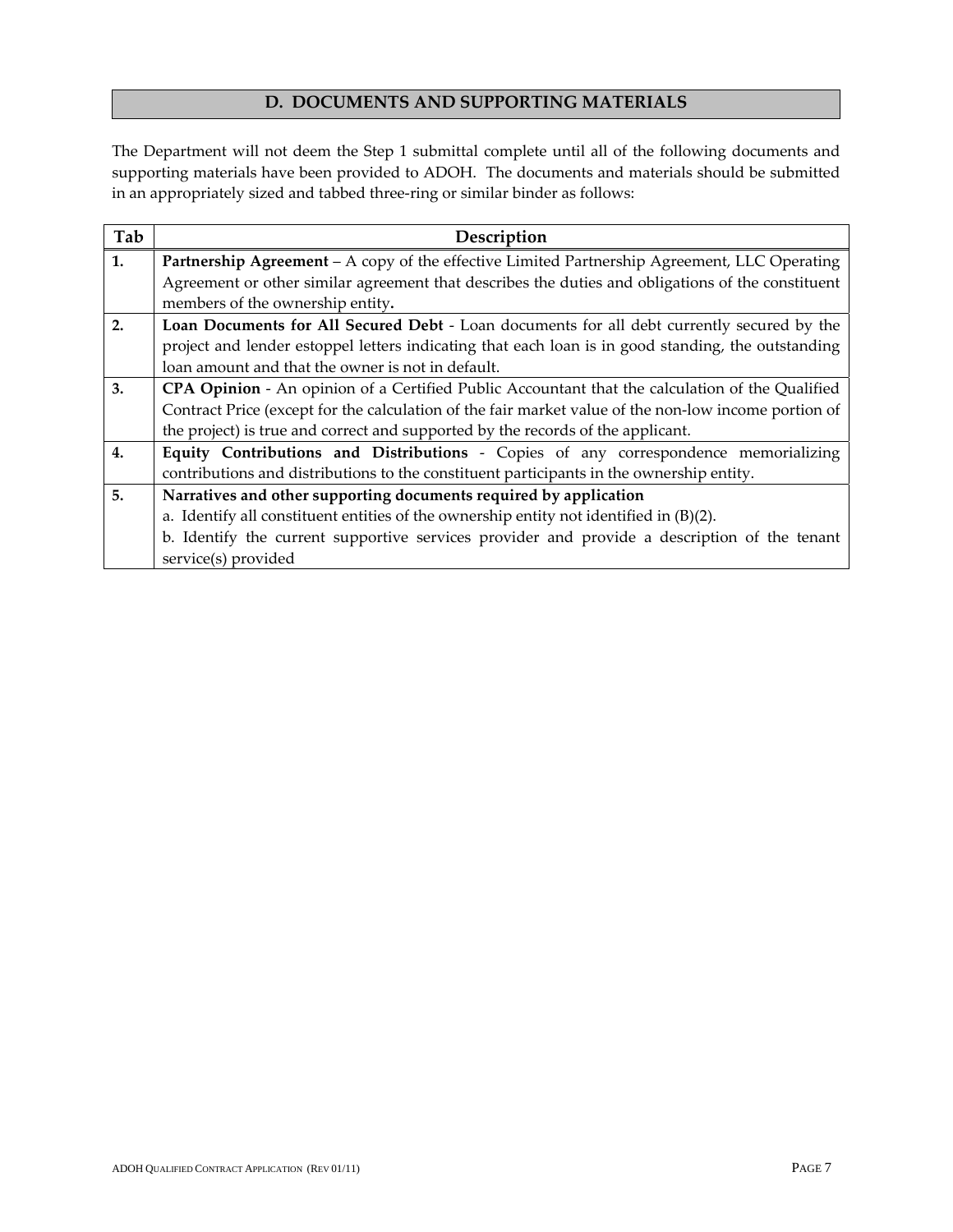## D. DOCUMENTS AND SUPPORTING MATERIALS

The Department will not deem the Step 1 submittal complete until all of the following documents and supporting materials have been provided to ADOH. The documents and materials should be submitted in an appropriately sized and tabbed three-ring or similar binder as follows:

| Tab | Description |
|---|---|
| **1.** | **Partnership Agreement** – A copy of the effective Limited Partnership Agreement, LLC Operating Agreement or other similar agreement that describes the duties and obligations of the constituent members of the ownership entity**.** |
| **2.** | **Loan Documents for All Secured Debt** - Loan documents for all debt currently secured by the project and lender estoppel letters indicating that each loan is in good standing, the outstanding loan amount and that the owner is not in default. |
| **3.** | **CPA Opinion** - An opinion of a Certified Public Accountant that the calculation of the Qualified Contract Price (except for the calculation of the fair market value of the non-low income portion of the project) is true and correct and supported by the records of the applicant. |
| **4.** | **Equity Contributions and Distributions** - Copies of any correspondence memorializing contributions and distributions to the constituent participants in the ownership entity. |
| **5.** | **Narratives and other supporting documents required by application**<br>a. Identify all constituent entities of the ownership entity not identified in (B)(2).<br>b. Identify the current supportive services provider and provide a description of the tenant service(s) provided |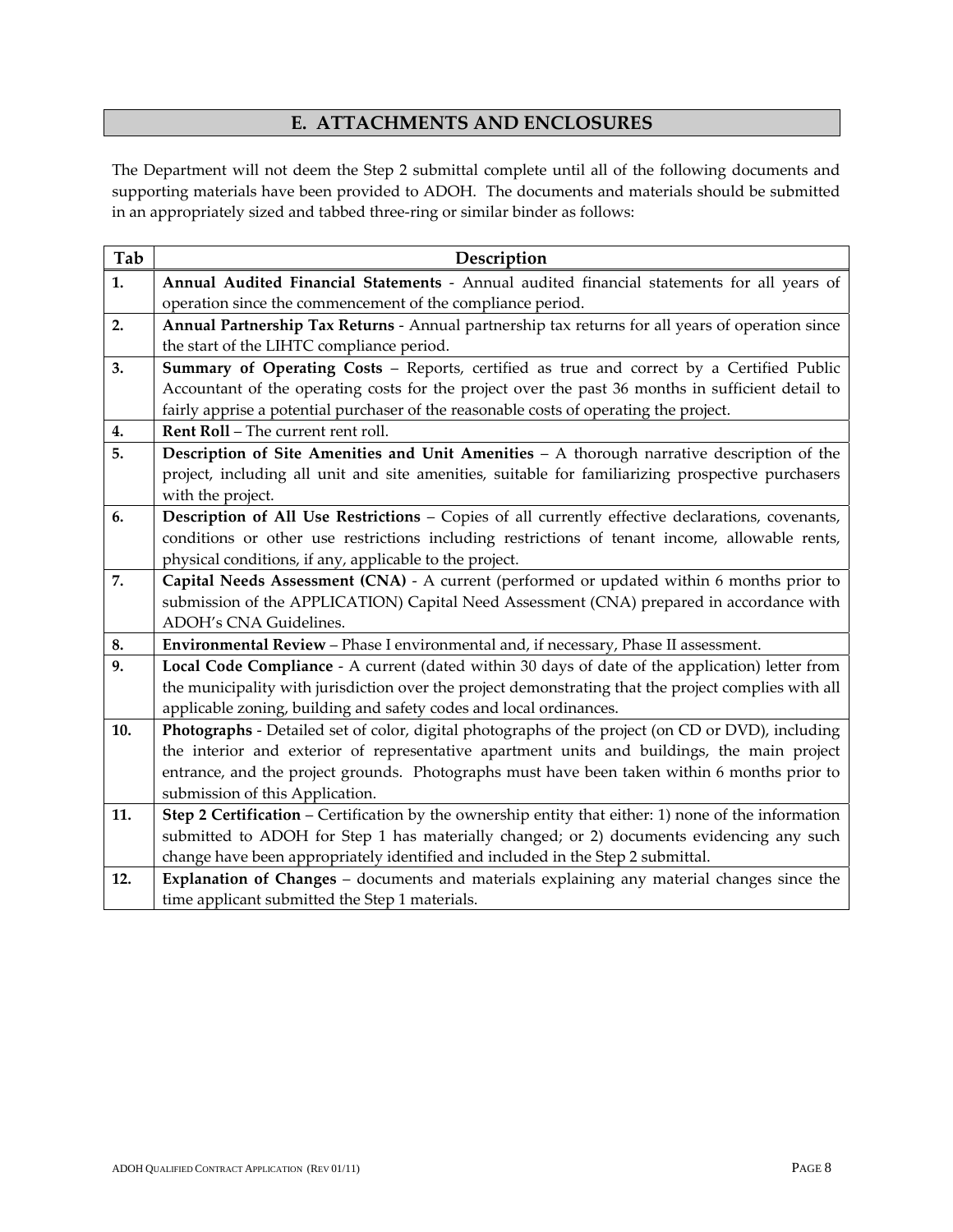## E. ATTACHMENTS AND ENCLOSURES

The Department will not deem the Step 2 submittal complete until all of the following documents and supporting materials have been provided to ADOH. The documents and materials should be submitted in an appropriately sized and tabbed three-ring or similar binder as follows:

| Tab | Description |
|---|---|
| 1. | **Annual Audited Financial Statements** - Annual audited financial statements for all years of operation since the commencement of the compliance period. |
| 2. | **Annual Partnership Tax Returns** - Annual partnership tax returns for all years of operation since the start of the LIHTC compliance period. |
| 3. | **Summary of Operating Costs** – Reports, certified as true and correct by a Certified Public Accountant of the operating costs for the project over the past 36 months in sufficient detail to fairly apprise a potential purchaser of the reasonable costs of operating the project. |
| 4. | **Rent Roll** – The current rent roll. |
| 5. | **Description of Site Amenities and Unit Amenities** – A thorough narrative description of the project, including all unit and site amenities, suitable for familiarizing prospective purchasers with the project. |
| 6. | **Description of All Use Restrictions** – Copies of all currently effective declarations, covenants, conditions or other use restrictions including restrictions of tenant income, allowable rents, physical conditions, if any, applicable to the project. |
| 7. | **Capital Needs Assessment (CNA)** - A current (performed or updated within 6 months prior to submission of the APPLICATION) Capital Need Assessment (CNA) prepared in accordance with ADOH's CNA Guidelines. |
| 8. | **Environmental Review** – Phase I environmental and, if necessary, Phase II assessment. |
| 9. | **Local Code Compliance** - A current (dated within 30 days of date of the application) letter from the municipality with jurisdiction over the project demonstrating that the project complies with all applicable zoning, building and safety codes and local ordinances. |
| 10. | **Photographs** - Detailed set of color, digital photographs of the project (on CD or DVD), including the interior and exterior of representative apartment units and buildings, the main project entrance, and the project grounds. Photographs must have been taken within 6 months prior to submission of this Application. |
| 11. | **Step 2 Certification** – Certification by the ownership entity that either: 1) none of the information submitted to ADOH for Step 1 has materially changed; or 2) documents evidencing any such change have been appropriately identified and included in the Step 2 submittal. |
| 12. | **Explanation of Changes** – documents and materials explaining any material changes since the time applicant submitted the Step 1 materials. |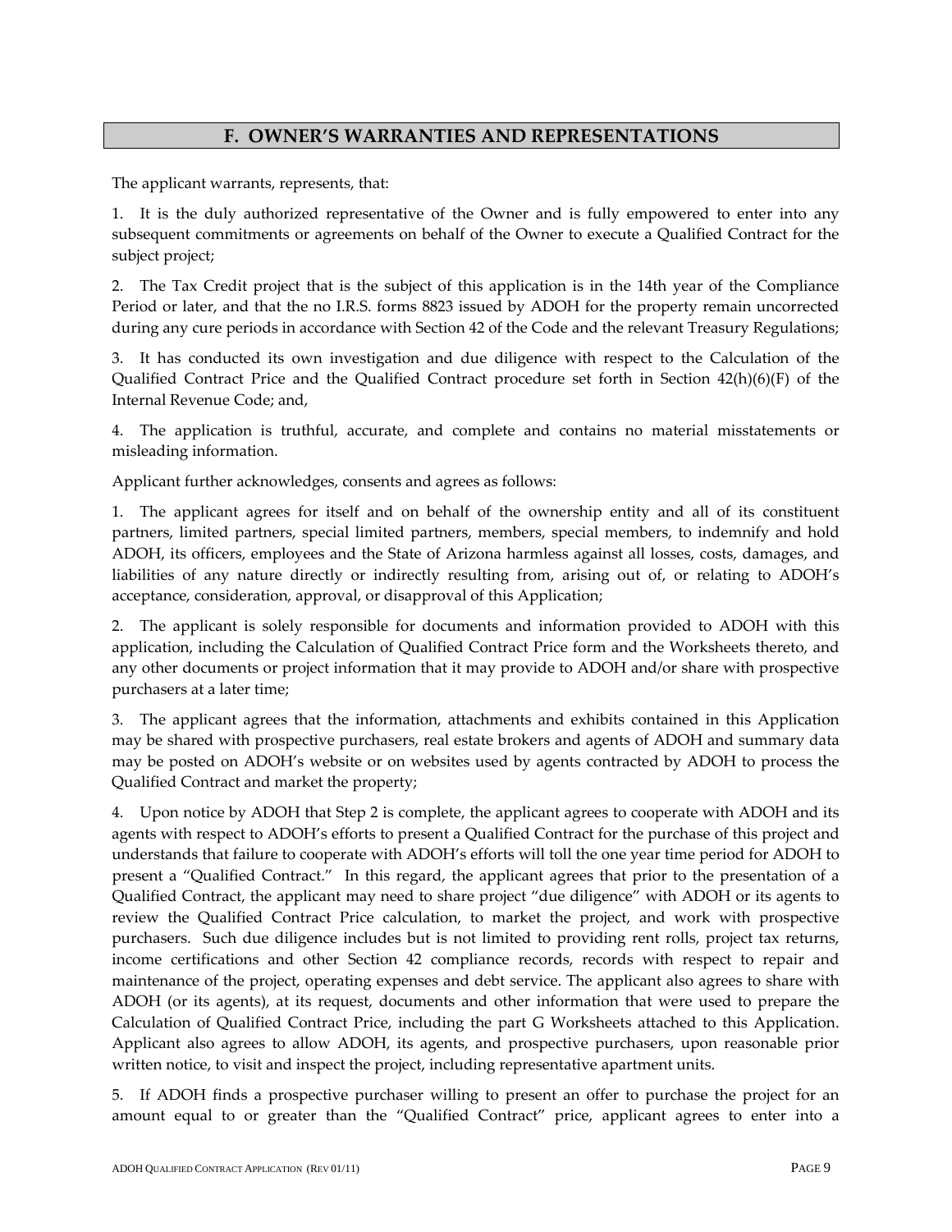## F. OWNER'S WARRANTIES AND REPRESENTATIONS

The applicant warrants, represents, that:

1. It is the duly authorized representative of the Owner and is fully empowered to enter into any subsequent commitments or agreements on behalf of the Owner to execute a Qualified Contract for the subject project;

2. The Tax Credit project that is the subject of this application is in the 14th year of the Compliance Period or later, and that the no I.R.S. forms 8823 issued by ADOH for the property remain uncorrected during any cure periods in accordance with Section 42 of the Code and the relevant Treasury Regulations;

3. It has conducted its own investigation and due diligence with respect to the Calculation of the Qualified Contract Price and the Qualified Contract procedure set forth in Section 42(h)(6)(F) of the Internal Revenue Code; and,

4. The application is truthful, accurate, and complete and contains no material misstatements or misleading information.

Applicant further acknowledges, consents and agrees as follows:

1. The applicant agrees for itself and on behalf of the ownership entity and all of its constituent partners, limited partners, special limited partners, members, special members, to indemnify and hold ADOH, its officers, employees and the State of Arizona harmless against all losses, costs, damages, and liabilities of any nature directly or indirectly resulting from, arising out of, or relating to ADOH's acceptance, consideration, approval, or disapproval of this Application;

2. The applicant is solely responsible for documents and information provided to ADOH with this application, including the Calculation of Qualified Contract Price form and the Worksheets thereto, and any other documents or project information that it may provide to ADOH and/or share with prospective purchasers at a later time;

3. The applicant agrees that the information, attachments and exhibits contained in this Application may be shared with prospective purchasers, real estate brokers and agents of ADOH and summary data may be posted on ADOH's website or on websites used by agents contracted by ADOH to process the Qualified Contract and market the property;

4. Upon notice by ADOH that Step 2 is complete, the applicant agrees to cooperate with ADOH and its agents with respect to ADOH's efforts to present a Qualified Contract for the purchase of this project and understands that failure to cooperate with ADOH's efforts will toll the one year time period for ADOH to present a "Qualified Contract." In this regard, the applicant agrees that prior to the presentation of a Qualified Contract, the applicant may need to share project "due diligence" with ADOH or its agents to review the Qualified Contract Price calculation, to market the project, and work with prospective purchasers. Such due diligence includes but is not limited to providing rent rolls, project tax returns, income certifications and other Section 42 compliance records, records with respect to repair and maintenance of the project, operating expenses and debt service. The applicant also agrees to share with ADOH (or its agents), at its request, documents and other information that were used to prepare the Calculation of Qualified Contract Price, including the part G Worksheets attached to this Application. Applicant also agrees to allow ADOH, its agents, and prospective purchasers, upon reasonable prior written notice, to visit and inspect the project, including representative apartment units.

5. If ADOH finds a prospective purchaser willing to present an offer to purchase the project for an amount equal to or greater than the "Qualified Contract" price, applicant agrees to enter into a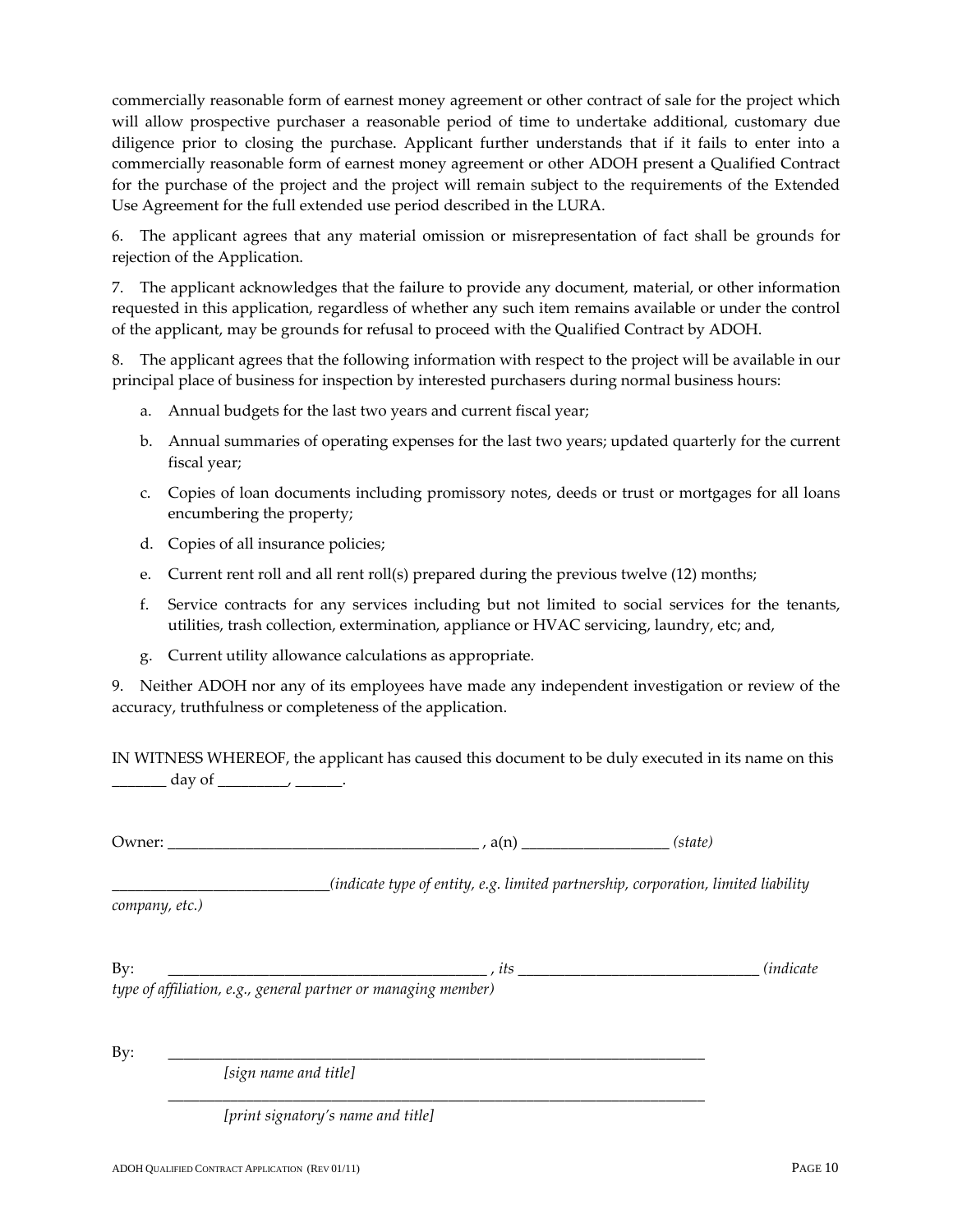commercially reasonable form of earnest money agreement or other contract of sale for the project which will allow prospective purchaser a reasonable period of time to undertake additional, customary due diligence prior to closing the purchase. Applicant further understands that if it fails to enter into a commercially reasonable form of earnest money agreement or other ADOH present a Qualified Contract for the purchase of the project and the project will remain subject to the requirements of the Extended Use Agreement for the full extended use period described in the LURA.

6. The applicant agrees that any material omission or misrepresentation of fact shall be grounds for rejection of the Application.

7. The applicant acknowledges that the failure to provide any document, material, or other information requested in this application, regardless of whether any such item remains available or under the control of the applicant, may be grounds for refusal to proceed with the Qualified Contract by ADOH.

8. The applicant agrees that the following information with respect to the project will be available in our principal place of business for inspection by interested purchasers during normal business hours:

   a. Annual budgets for the last two years and current fiscal year;

   b. Annual summaries of operating expenses for the last two years; updated quarterly for the current fiscal year;

   c. Copies of loan documents including promissory notes, deeds or trust or mortgages for all loans encumbering the property;

   d. Copies of all insurance policies;

   e. Current rent roll and all rent roll(s) prepared during the previous twelve (12) months;

   f. Service contracts for any services including but not limited to social services for the tenants, utilities, trash collection, extermination, appliance or HVAC servicing, laundry, etc; and,

   g. Current utility allowance calculations as appropriate.

9. Neither ADOH nor any of its employees have made any independent investigation or review of the accuracy, truthfulness or completeness of the application.

IN WITNESS WHEREOF, the applicant has caused this document to be duly executed in its name on this _______ day of _________, ______.

Owner: ________________________________________ , a(n) ___________________ *(state)*

____________________________*(indicate type of entity, e.g. limited partnership, corporation, limited liability company, etc.)*

By: __________________________________________ , *its* _______________________________ *(indicate type of affiliation, e.g., general partner or managing member)*

By: _________________________________________________________________________

*[sign name and title]*

_________________________________________________________________________

*[print signatory's name and title]*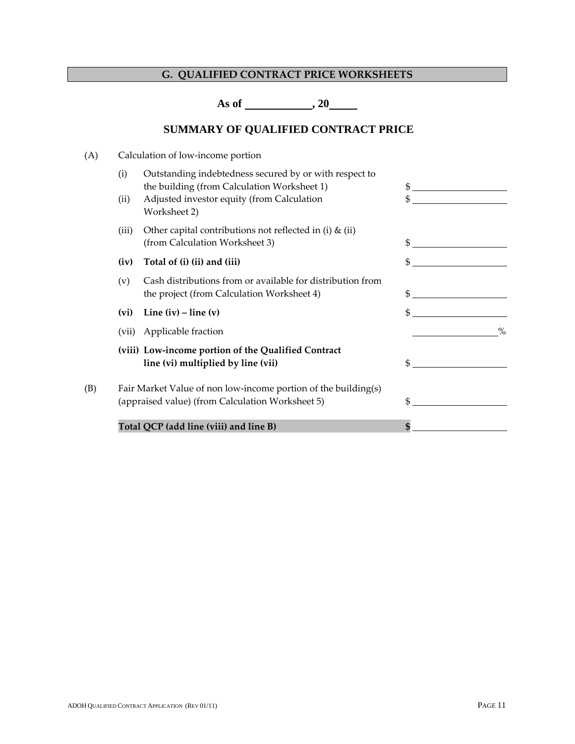## G. QUALIFIED CONTRACT PRICE WORKSHEETS

**As of \_\_\_\_\_\_\_\_\_\_\_\_, 20\_\_\_\_\_**

### SUMMARY OF QUALIFIED CONTRACT PRICE

(A) Calculation of low-income portion

| | | |
|---|---|---|
| (i) | Outstanding indebtedness secured by or with respect to the building (from Calculation Worksheet 1) | $ \_\_\_\_\_\_\_\_\_\_\_\_\_\_\_\_\_\_ |
| (ii) | Adjusted investor equity (from Calculation Worksheet 2) | $ \_\_\_\_\_\_\_\_\_\_\_\_\_\_\_\_\_\_ |
| (iii) | Other capital contributions not reflected in (i) & (ii) (from Calculation Worksheet 3) | $ \_\_\_\_\_\_\_\_\_\_\_\_\_\_\_\_\_\_ |
| **(iv)** | **Total of (i) (ii) and (iii)** | $ \_\_\_\_\_\_\_\_\_\_\_\_\_\_\_\_\_\_ |
| (v) | Cash distributions from or available for distribution from the project (from Calculation Worksheet 4) | $ \_\_\_\_\_\_\_\_\_\_\_\_\_\_\_\_\_\_ |
| **(vi)** | **Line (iv) – line (v)** | $ \_\_\_\_\_\_\_\_\_\_\_\_\_\_\_\_\_\_ |
| (vii) | Applicable fraction | \_\_\_\_\_\_\_\_\_\_\_\_\_\_\_\_\_\_ % |
| **(viii)** | **Low-income portion of the Qualified Contract line (vi) multiplied by line (vii)** | $ \_\_\_\_\_\_\_\_\_\_\_\_\_\_\_\_\_\_ |

(B) Fair Market Value of non low-income portion of the building(s) (appraised value) (from Calculation Worksheet 5) $ \_\_\_\_\_\_\_\_\_\_\_\_\_\_\_\_\_\_

**Total QCP (add line (viii) and line B)** **$** \_\_\_\_\_\_\_\_\_\_\_\_\_\_\_\_\_\_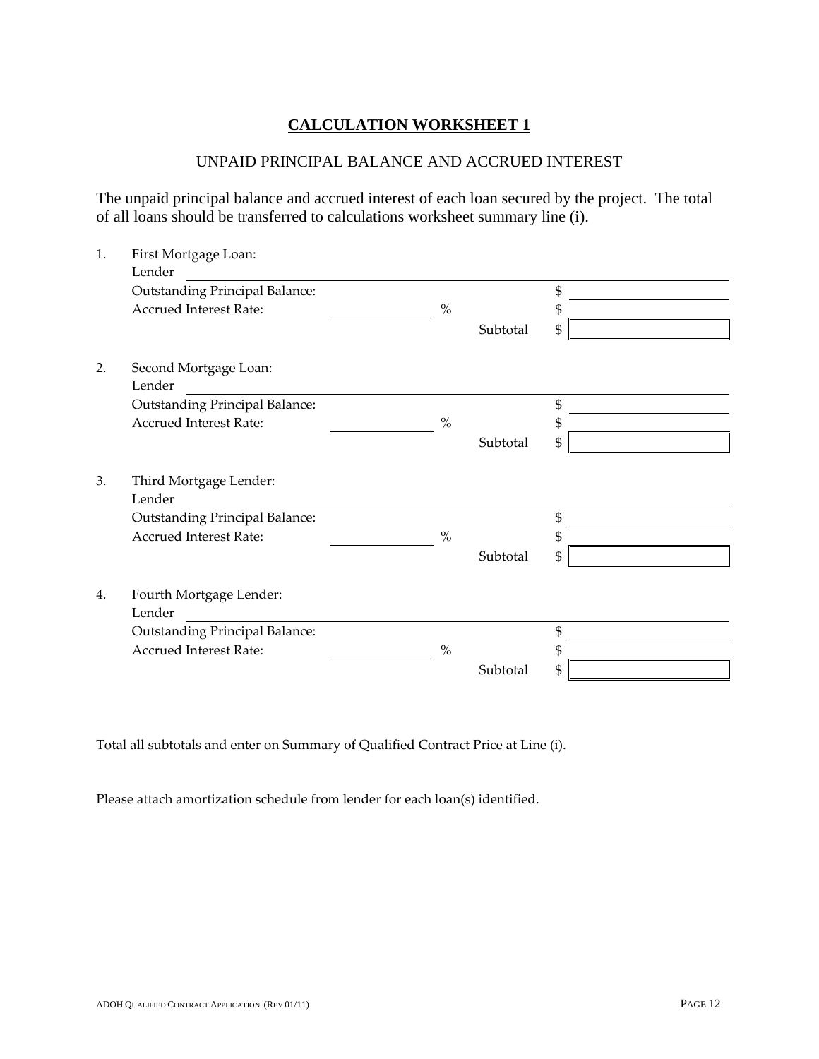# **CALCULATION WORKSHEET 1**

## UNPAID PRINCIPAL BALANCE AND ACCRUED INTEREST

The unpaid principal balance and accrued interest of each loan secured by the project. The total of all loans should be transferred to calculations worksheet summary line (i).

1. First Mortgage Loan:
   Lender \_\_\_\_\_\_\_\_\_\_\_\_\_\_\_\_\_\_\_\_\_\_\_\_\_\_\_\_\_\_\_\_\_\_\_\_\_\_\_\_
   Outstanding Principal Balance: $ \_\_\_\_\_\_\_\_\_\_\_\_
   Accrued Interest Rate: \_\_\_\_\_\_\_\_ % $ \_\_\_\_\_\_\_\_\_\_\_\_
   Subtotal $ \_\_\_\_\_\_\_\_\_\_\_\_

2. Second Mortgage Loan:
   Lender \_\_\_\_\_\_\_\_\_\_\_\_\_\_\_\_\_\_\_\_\_\_\_\_\_\_\_\_\_\_\_\_\_\_\_\_\_\_\_\_
   Outstanding Principal Balance: $ \_\_\_\_\_\_\_\_\_\_\_\_
   Accrued Interest Rate: \_\_\_\_\_\_\_\_ % $ \_\_\_\_\_\_\_\_\_\_\_\_
   Subtotal $ \_\_\_\_\_\_\_\_\_\_\_\_

3. Third Mortgage Lender:
   Lender \_\_\_\_\_\_\_\_\_\_\_\_\_\_\_\_\_\_\_\_\_\_\_\_\_\_\_\_\_\_\_\_\_\_\_\_\_\_\_\_
   Outstanding Principal Balance: $ \_\_\_\_\_\_\_\_\_\_\_\_
   Accrued Interest Rate: \_\_\_\_\_\_\_\_ % $ \_\_\_\_\_\_\_\_\_\_\_\_
   Subtotal $ \_\_\_\_\_\_\_\_\_\_\_\_

4. Fourth Mortgage Lender:
   Lender \_\_\_\_\_\_\_\_\_\_\_\_\_\_\_\_\_\_\_\_\_\_\_\_\_\_\_\_\_\_\_\_\_\_\_\_\_\_\_\_
   Outstanding Principal Balance: $ \_\_\_\_\_\_\_\_\_\_\_\_
   Accrued Interest Rate: \_\_\_\_\_\_\_\_ % $ \_\_\_\_\_\_\_\_\_\_\_\_
   Subtotal $ \_\_\_\_\_\_\_\_\_\_\_\_

Total all subtotals and enter on Summary of Qualified Contract Price at Line (i).

Please attach amortization schedule from lender for each loan(s) identified.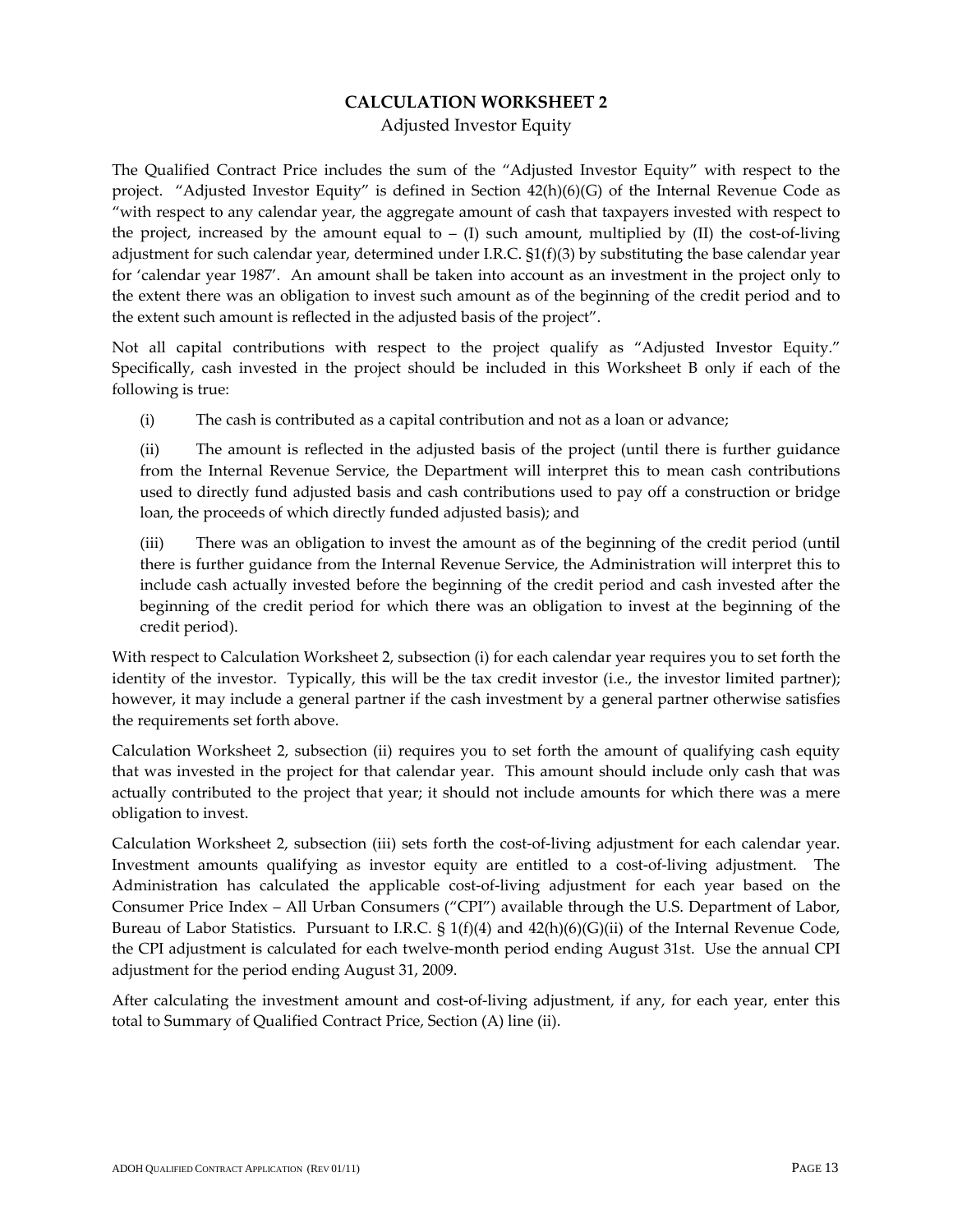# CALCULATION WORKSHEET 2

Adjusted Investor Equity

The Qualified Contract Price includes the sum of the "Adjusted Investor Equity" with respect to the project. "Adjusted Investor Equity" is defined in Section 42(h)(6)(G) of the Internal Revenue Code as "with respect to any calendar year, the aggregate amount of cash that taxpayers invested with respect to the project, increased by the amount equal to – (I) such amount, multiplied by (II) the cost-of-living adjustment for such calendar year, determined under I.R.C. §1(f)(3) by substituting the base calendar year for 'calendar year 1987'. An amount shall be taken into account as an investment in the project only to the extent there was an obligation to invest such amount as of the beginning of the credit period and to the extent such amount is reflected in the adjusted basis of the project".

Not all capital contributions with respect to the project qualify as "Adjusted Investor Equity." Specifically, cash invested in the project should be included in this Worksheet B only if each of the following is true:

(i) The cash is contributed as a capital contribution and not as a loan or advance;

(ii) The amount is reflected in the adjusted basis of the project (until there is further guidance from the Internal Revenue Service, the Department will interpret this to mean cash contributions used to directly fund adjusted basis and cash contributions used to pay off a construction or bridge loan, the proceeds of which directly funded adjusted basis); and

(iii) There was an obligation to invest the amount as of the beginning of the credit period (until there is further guidance from the Internal Revenue Service, the Administration will interpret this to include cash actually invested before the beginning of the credit period and cash invested after the beginning of the credit period for which there was an obligation to invest at the beginning of the credit period).

With respect to Calculation Worksheet 2, subsection (i) for each calendar year requires you to set forth the identity of the investor. Typically, this will be the tax credit investor (i.e., the investor limited partner); however, it may include a general partner if the cash investment by a general partner otherwise satisfies the requirements set forth above.

Calculation Worksheet 2, subsection (ii) requires you to set forth the amount of qualifying cash equity that was invested in the project for that calendar year. This amount should include only cash that was actually contributed to the project that year; it should not include amounts for which there was a mere obligation to invest.

Calculation Worksheet 2, subsection (iii) sets forth the cost-of-living adjustment for each calendar year. Investment amounts qualifying as investor equity are entitled to a cost-of-living adjustment. The Administration has calculated the applicable cost-of-living adjustment for each year based on the Consumer Price Index – All Urban Consumers ("CPI") available through the U.S. Department of Labor, Bureau of Labor Statistics. Pursuant to I.R.C. § 1(f)(4) and 42(h)(6)(G)(ii) of the Internal Revenue Code, the CPI adjustment is calculated for each twelve-month period ending August 31st. Use the annual CPI adjustment for the period ending August 31, 2009.

After calculating the investment amount and cost-of-living adjustment, if any, for each year, enter this total to Summary of Qualified Contract Price, Section (A) line (ii).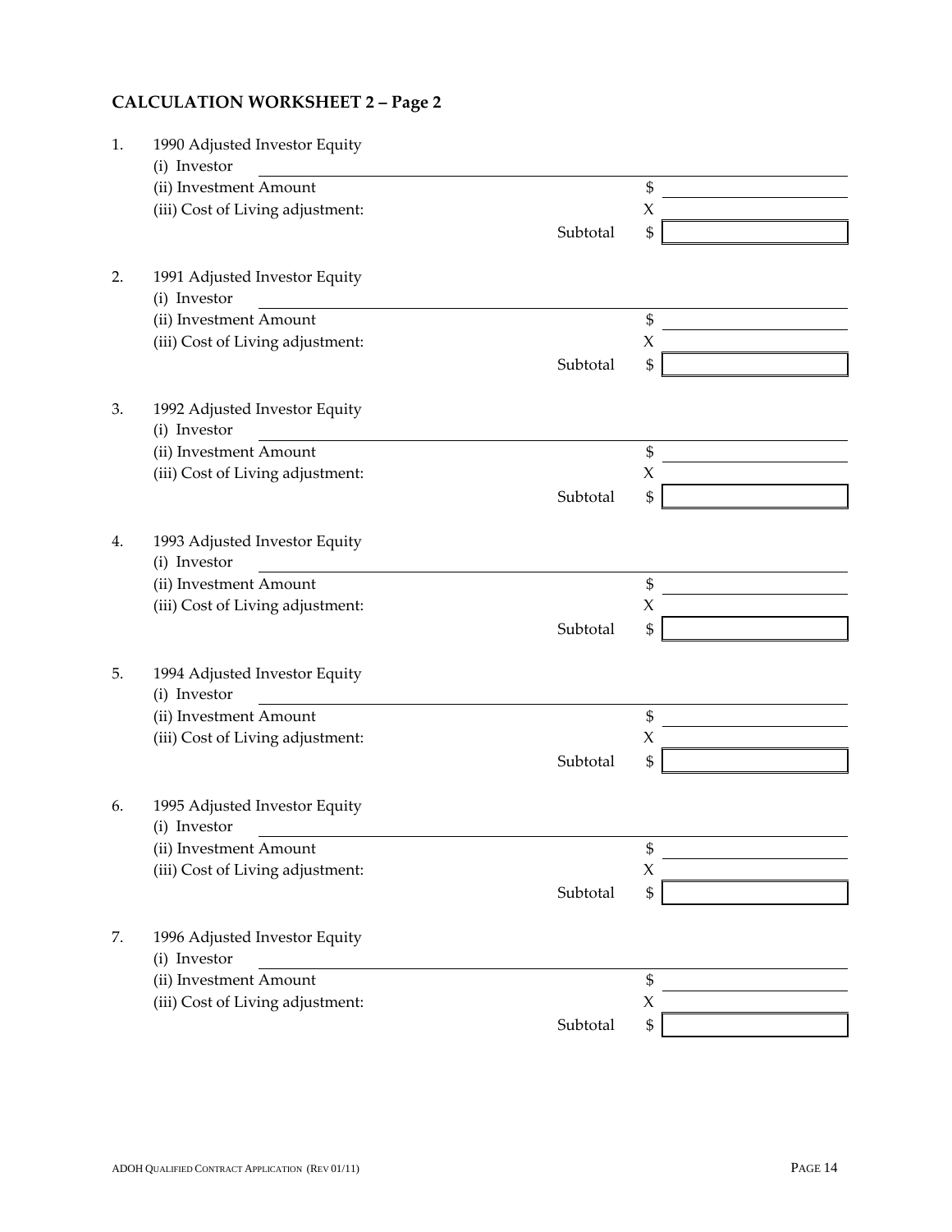## CALCULATION WORKSHEET 2 – Page 2

1. 1990 Adjusted Investor Equity
   (i) Investor ______________________________
   (ii) Investment Amount $ ______________
   (iii) Cost of Living adjustment: X ______________
   Subtotal $ ______________

2. 1991 Adjusted Investor Equity
   (i) Investor ______________________________
   (ii) Investment Amount $ ______________
   (iii) Cost of Living adjustment: X ______________
   Subtotal $ ______________

3. 1992 Adjusted Investor Equity
   (i) Investor ______________________________
   (ii) Investment Amount $ ______________
   (iii) Cost of Living adjustment: X ______________
   Subtotal $ ______________

4. 1993 Adjusted Investor Equity
   (i) Investor ______________________________
   (ii) Investment Amount $ ______________
   (iii) Cost of Living adjustment: X ______________
   Subtotal $ ______________

5. 1994 Adjusted Investor Equity
   (i) Investor ______________________________
   (ii) Investment Amount $ ______________
   (iii) Cost of Living adjustment: X ______________
   Subtotal $ ______________

6. 1995 Adjusted Investor Equity
   (i) Investor ______________________________
   (ii) Investment Amount $ ______________
   (iii) Cost of Living adjustment: X ______________
   Subtotal $ ______________

7. 1996 Adjusted Investor Equity
   (i) Investor ______________________________
   (ii) Investment Amount $ ______________
   (iii) Cost of Living adjustment: X ______________
   Subtotal $ ______________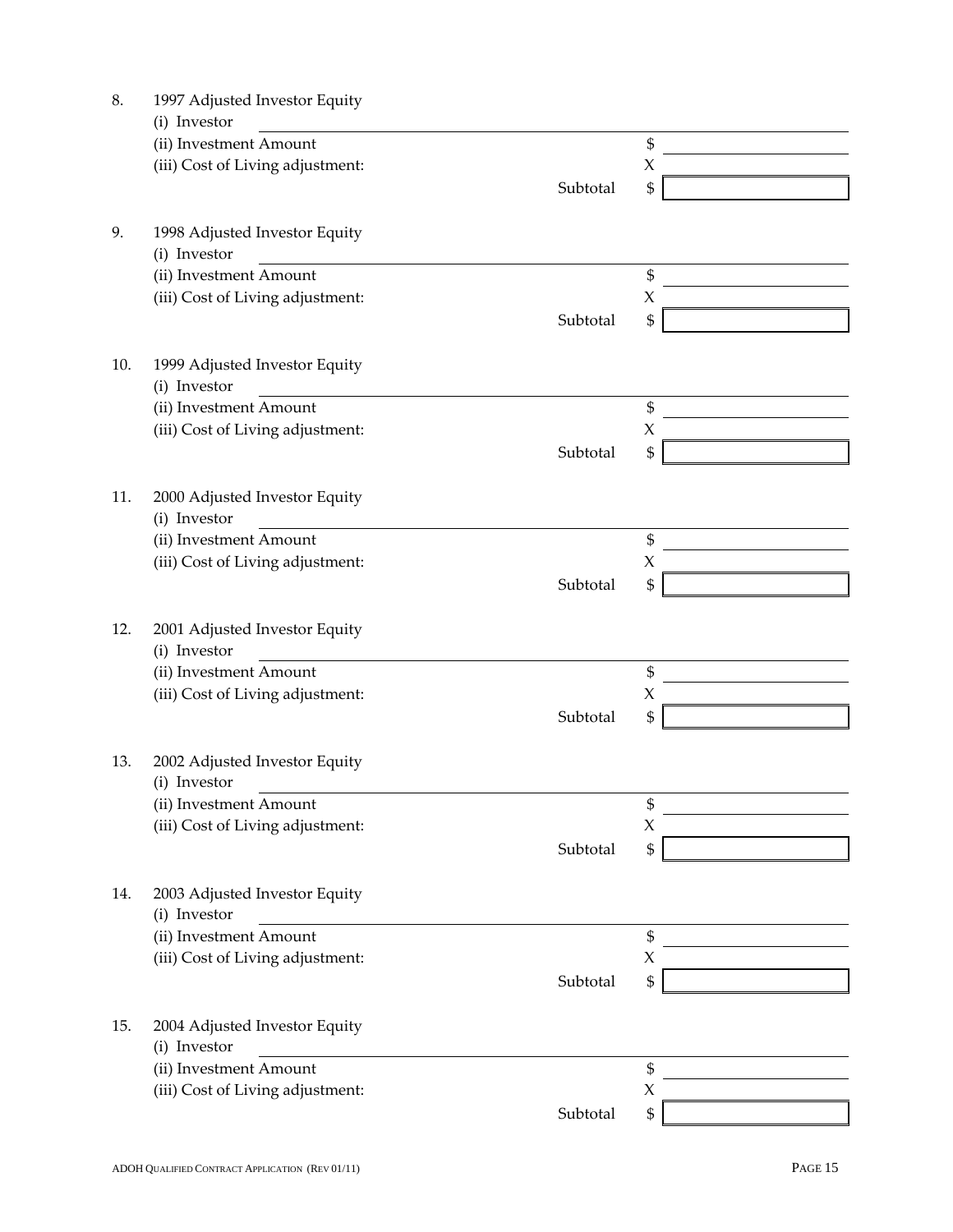8. 1997 Adjusted Investor Equity
   (i) Investor ____________________
   (ii) Investment Amount $ ____________
   (iii) Cost of Living adjustment: X ____________
   Subtotal $ ____________

9. 1998 Adjusted Investor Equity
   (i) Investor ____________________
   (ii) Investment Amount $ ____________
   (iii) Cost of Living adjustment: X ____________
   Subtotal $ ____________

10. 1999 Adjusted Investor Equity
    (i) Investor ____________________
    (ii) Investment Amount $ ____________
    (iii) Cost of Living adjustment: X ____________
    Subtotal $ ____________

11. 2000 Adjusted Investor Equity
    (i) Investor ____________________
    (ii) Investment Amount $ ____________
    (iii) Cost of Living adjustment: X ____________
    Subtotal $ ____________

12. 2001 Adjusted Investor Equity
    (i) Investor ____________________
    (ii) Investment Amount $ ____________
    (iii) Cost of Living adjustment: X ____________
    Subtotal $ ____________

13. 2002 Adjusted Investor Equity
    (i) Investor ____________________
    (ii) Investment Amount $ ____________
    (iii) Cost of Living adjustment: X ____________
    Subtotal $ ____________

14. 2003 Adjusted Investor Equity
    (i) Investor ____________________
    (ii) Investment Amount $ ____________
    (iii) Cost of Living adjustment: X ____________
    Subtotal $ ____________

15. 2004 Adjusted Investor Equity
    (i) Investor ____________________
    (ii) Investment Amount $ ____________
    (iii) Cost of Living adjustment: X ____________
    Subtotal $ ____________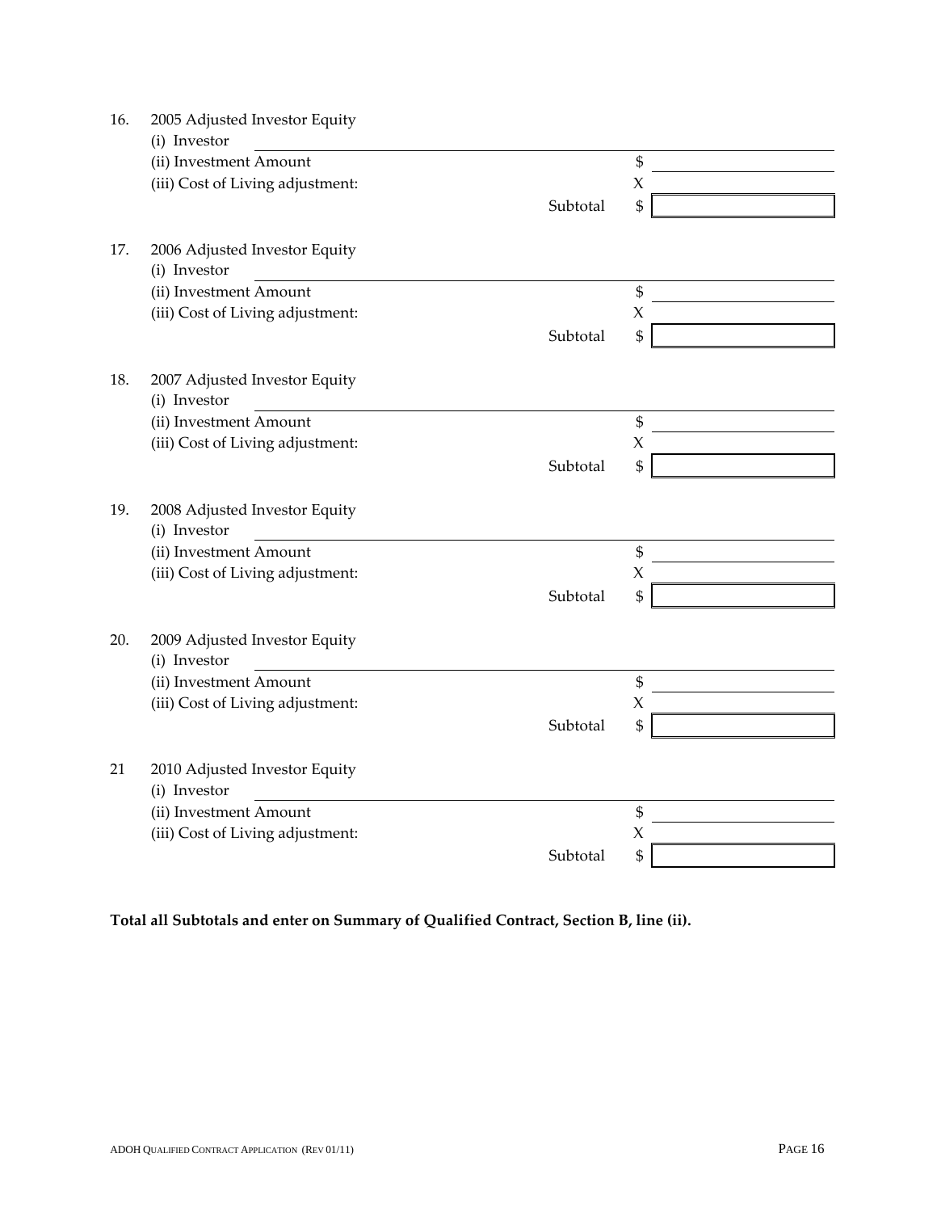16. 2005 Adjusted Investor Equity
    (i) Investor ______________________________
    (ii) Investment Amount $ ____________
    (iii) Cost of Living adjustment: X ____________
    Subtotal $ ____________

17. 2006 Adjusted Investor Equity
    (i) Investor ______________________________
    (ii) Investment Amount $ ____________
    (iii) Cost of Living adjustment: X ____________
    Subtotal $ ____________

18. 2007 Adjusted Investor Equity
    (i) Investor ______________________________
    (ii) Investment Amount $ ____________
    (iii) Cost of Living adjustment: X ____________
    Subtotal $ ____________

19. 2008 Adjusted Investor Equity
    (i) Investor ______________________________
    (ii) Investment Amount $ ____________
    (iii) Cost of Living adjustment: X ____________
    Subtotal $ ____________

20. 2009 Adjusted Investor Equity
    (i) Investor ______________________________
    (ii) Investment Amount $ ____________
    (iii) Cost of Living adjustment: X ____________
    Subtotal $ ____________

21 2010 Adjusted Investor Equity
    (i) Investor ______________________________
    (ii) Investment Amount $ ____________
    (iii) Cost of Living adjustment: X ____________
    Subtotal $ ____________

**Total all Subtotals and enter on Summary of Qualified Contract, Section B, line (ii).**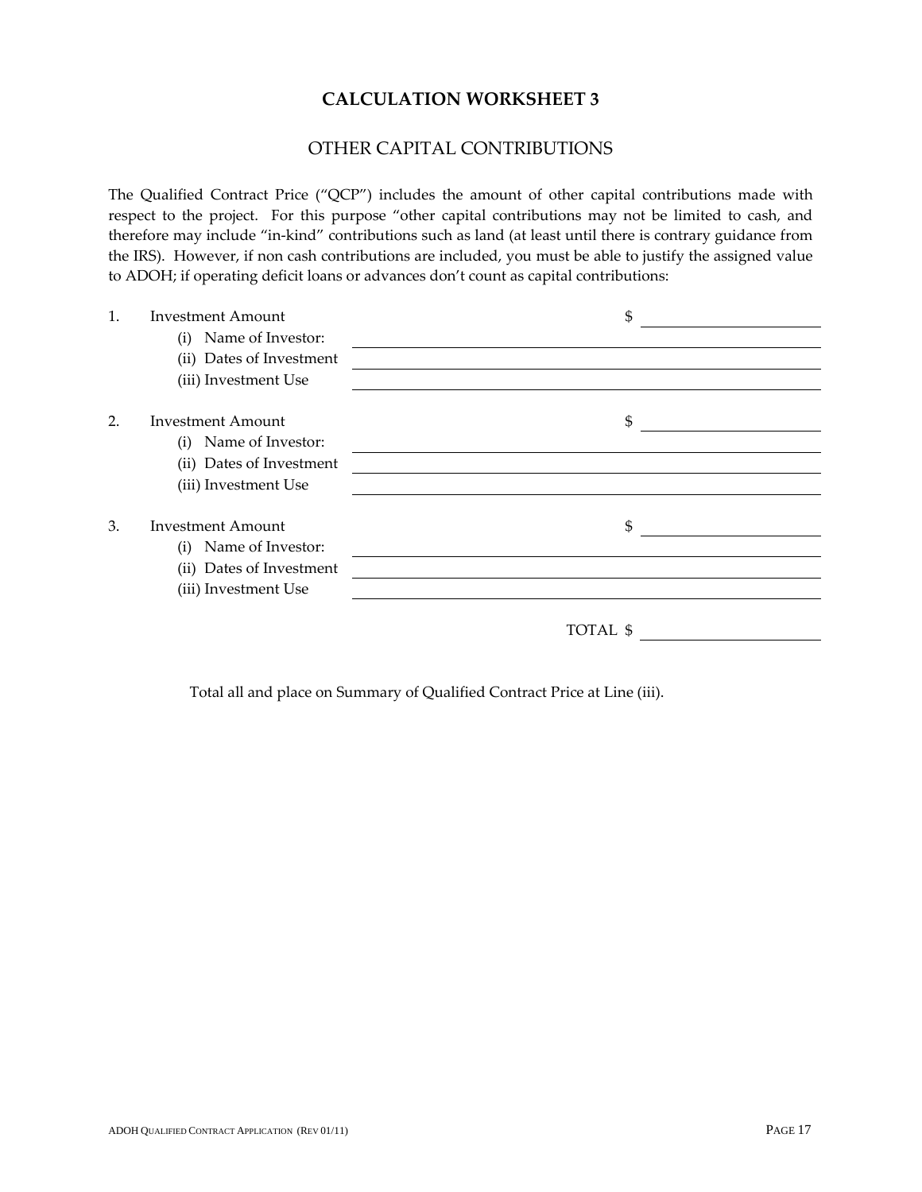# CALCULATION WORKSHEET 3

## OTHER CAPITAL CONTRIBUTIONS

The Qualified Contract Price ("QCP") includes the amount of other capital contributions made with respect to the project. For this purpose "other capital contributions may not be limited to cash, and therefore may include "in-kind" contributions such as land (at least until there is contrary guidance from the IRS). However, if non cash contributions are included, you must be able to justify the assigned value to ADOH; if operating deficit loans or advances don't count as capital contributions:

1. Investment Amount $ ______________________
   - (i) Name of Investor: ______________________
   - (ii) Dates of Investment ______________________
   - (iii) Investment Use ______________________

2. Investment Amount $ ______________________
   - (i) Name of Investor: ______________________
   - (ii) Dates of Investment ______________________
   - (iii) Investment Use ______________________

3. Investment Amount $ ______________________
   - (i) Name of Investor: ______________________
   - (ii) Dates of Investment ______________________
   - (iii) Investment Use ______________________

TOTAL $ ______________________

Total all and place on Summary of Qualified Contract Price at Line (iii).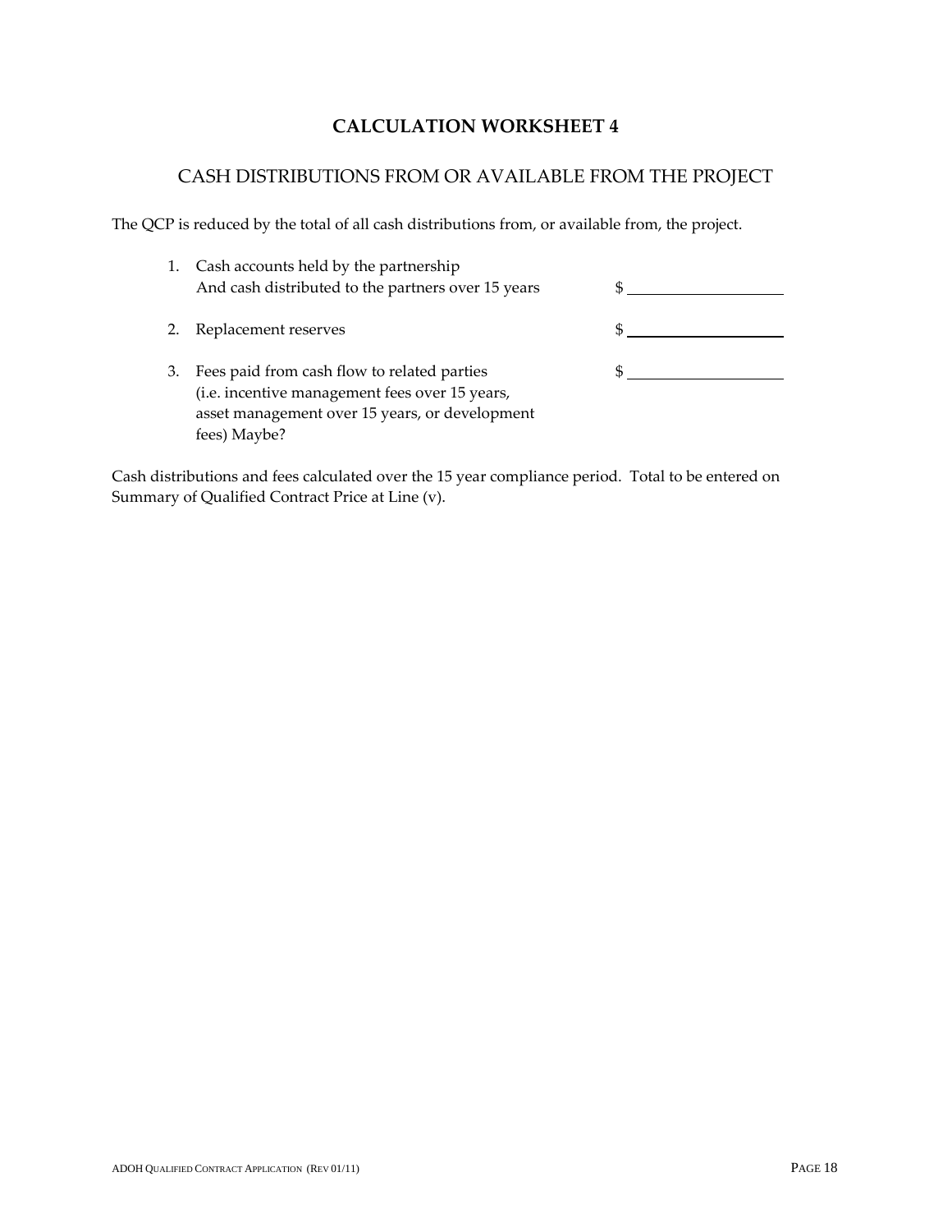# CALCULATION WORKSHEET 4

## CASH DISTRIBUTIONS FROM OR AVAILABLE FROM THE PROJECT

The QCP is reduced by the total of all cash distributions from, or available from, the project.

1. Cash accounts held by the partnership
   And cash distributed to the partners over 15 years $ ____________________

2. Replacement reserves $ ____________________

3. Fees paid from cash flow to related parties $ ____________________
   (i.e. incentive management fees over 15 years,
   asset management over 15 years, or development
   fees) Maybe?

Cash distributions and fees calculated over the 15 year compliance period. Total to be entered on Summary of Qualified Contract Price at Line (v).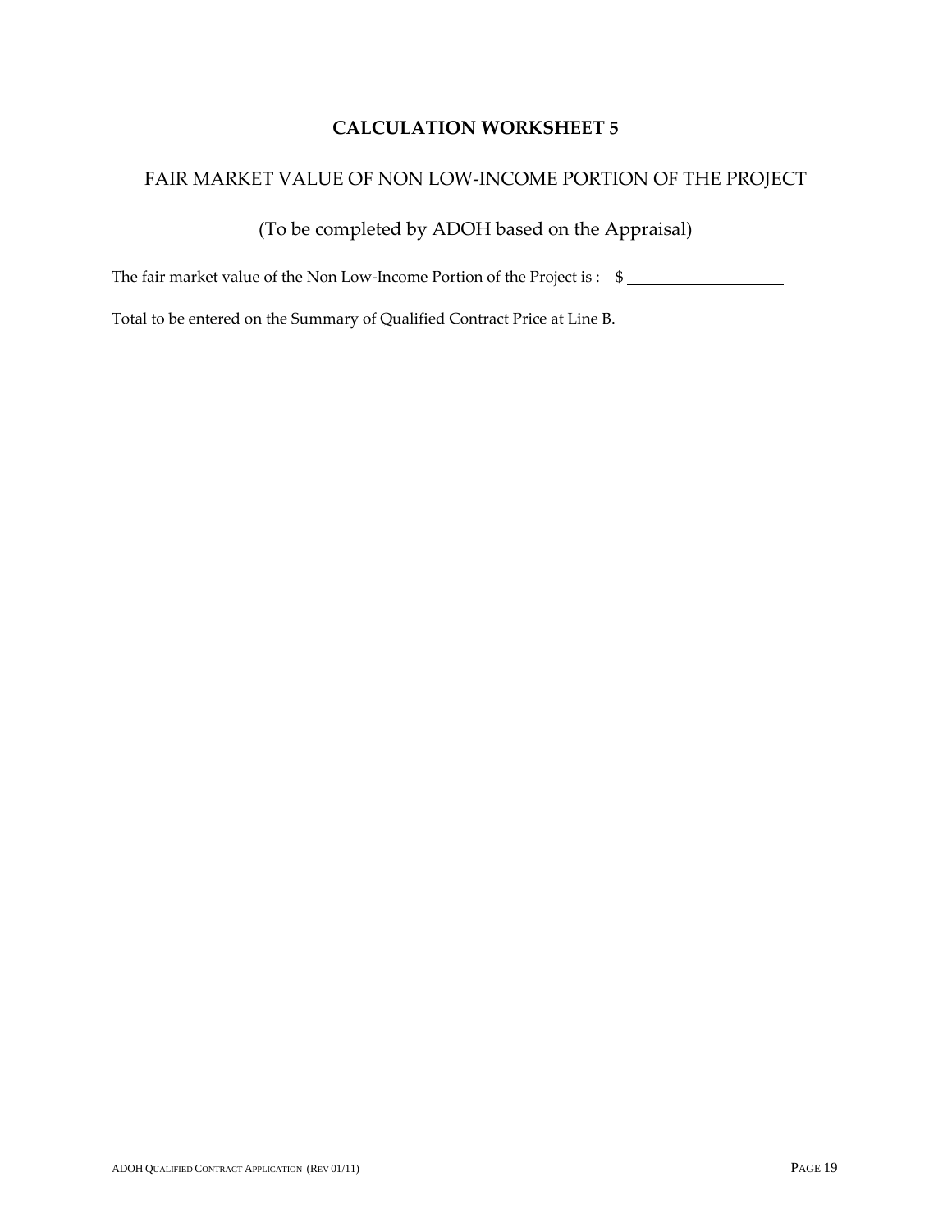# CALCULATION WORKSHEET 5

## FAIR MARKET VALUE OF NON LOW-INCOME PORTION OF THE PROJECT

(To be completed by ADOH based on the Appraisal)

The fair market value of the Non Low-Income Portion of the Project is :   $ ____________________

Total to be entered on the Summary of Qualified Contract Price at Line B.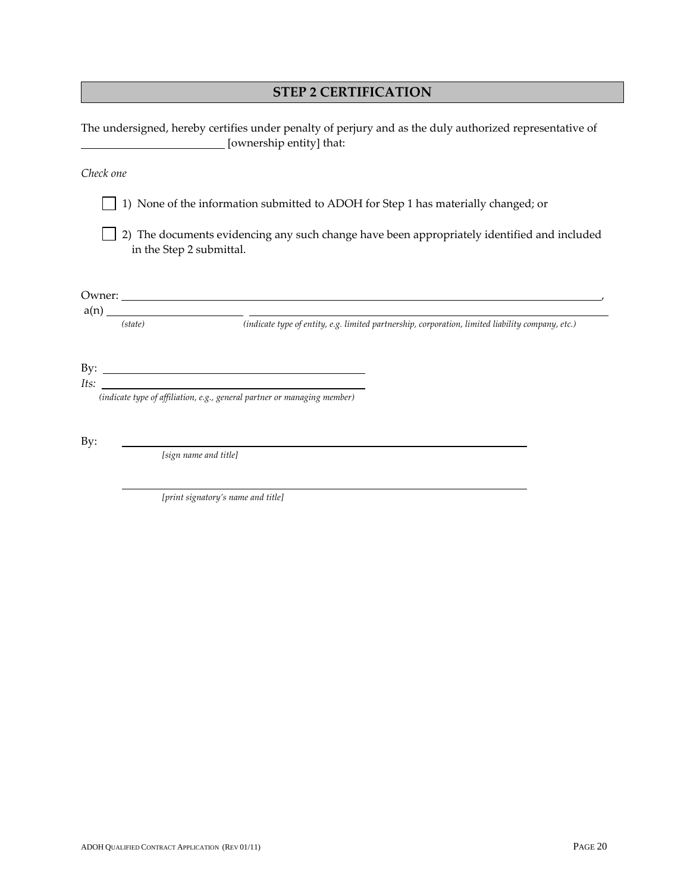## STEP 2 CERTIFICATION

The undersigned, hereby certifies under penalty of perjury and as the duly authorized representative of \_\_\_\_\_\_\_\_\_\_\_\_\_\_\_\_\_\_\_\_\_\_\_\_ [ownership entity] that:

*Check one*

☐ 1) None of the information submitted to ADOH for Step 1 has materially changed; or

☐ 2) The documents evidencing any such change have been appropriately identified and included in the Step 2 submittal.

Owner: \_\_\_\_\_\_\_\_\_\_\_\_\_\_\_\_\_\_\_\_\_\_\_\_\_\_\_\_\_\_\_\_\_\_\_\_\_\_\_\_\_\_\_\_\_\_\_\_\_\_\_\_\_\_\_\_\_\_\_\_,

a(n) \_\_\_\_\_\_\_\_\_\_\_\_\_\_\_\_\_\_\_\_ \_\_\_\_\_\_\_\_\_\_\_\_\_\_\_\_\_\_\_\_\_\_\_\_\_\_\_\_\_\_\_\_\_\_\_\_\_\_\_\_\_\_\_\_\_\_\_\_

*(state)* *(indicate type of entity, e.g. limited partnership, corporation, limited liability company, etc.)*

By: \_\_\_\_\_\_\_\_\_\_\_\_\_\_\_\_\_\_\_\_\_\_\_\_\_\_\_\_\_\_\_\_\_\_\_\_

*Its:* \_\_\_\_\_\_\_\_\_\_\_\_\_\_\_\_\_\_\_\_\_\_\_\_\_\_\_\_\_\_\_\_\_\_\_\_

*(indicate type of affiliation, e.g., general partner or managing member)*

By: \_\_\_\_\_\_\_\_\_\_\_\_\_\_\_\_\_\_\_\_\_\_\_\_\_\_\_\_\_\_\_\_\_\_\_\_\_\_\_\_\_\_\_\_\_\_\_\_\_\_

*[sign name and title]*

\_\_\_\_\_\_\_\_\_\_\_\_\_\_\_\_\_\_\_\_\_\_\_\_\_\_\_\_\_\_\_\_\_\_\_\_\_\_\_\_\_\_\_\_\_\_\_\_\_\_

*[print signatory's name and title]*